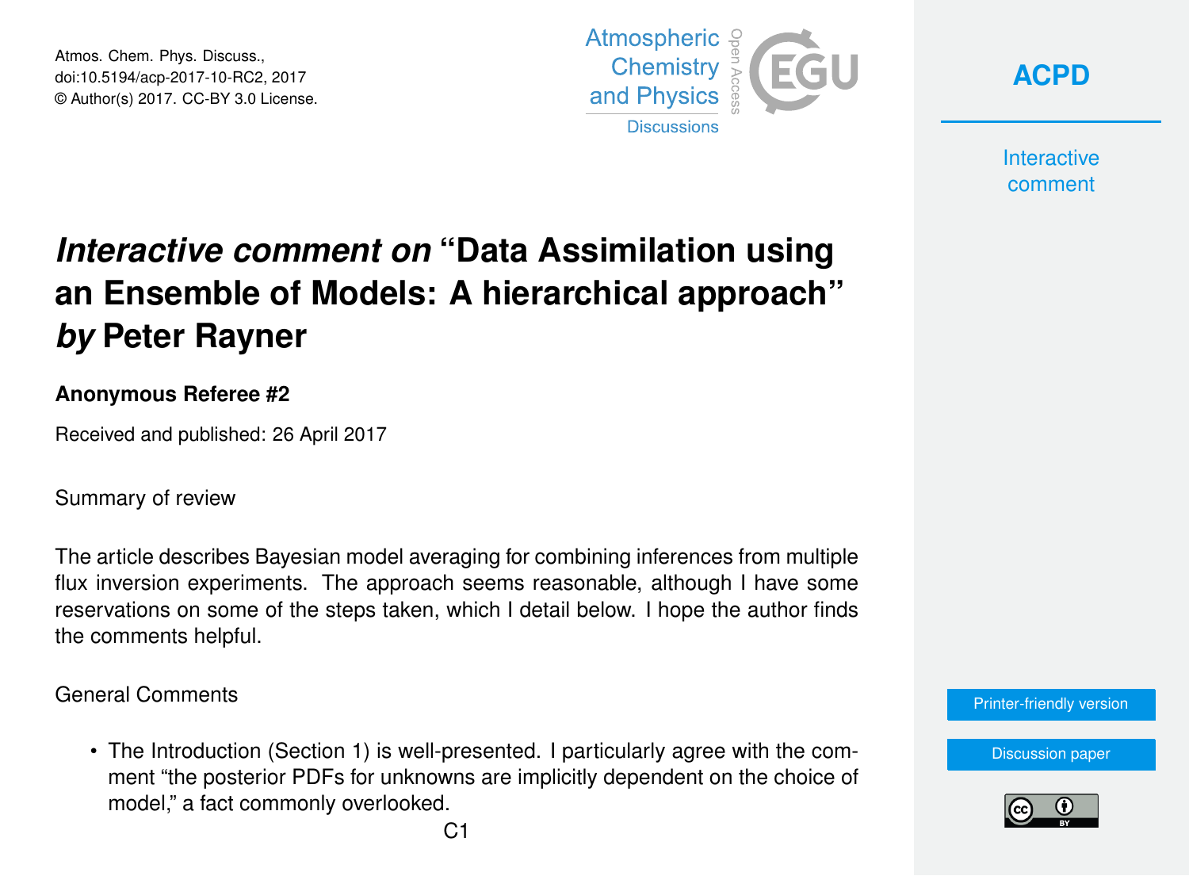# *Interactive comment on* "Data Assimilation using an Ensemble of Models: A hierarchical approach" *by* Peter Rayner

**Anonymous Referee #2**

Received and published: 26 April 2017

Summary of review

The article describes Bayesian model averaging for combining inferences from multiple flux inversion experiments. The approach seems reasonable, although I have some reservations on some of the steps taken, which I detail below. I hope the author finds the comments helpful.

General Comments

- The Introduction (Section 1) is well-presented. I particularly agree with the comment "the posterior PDFs for unknowns are implicitly dependent on the choice of model," a fact commonly overlooked.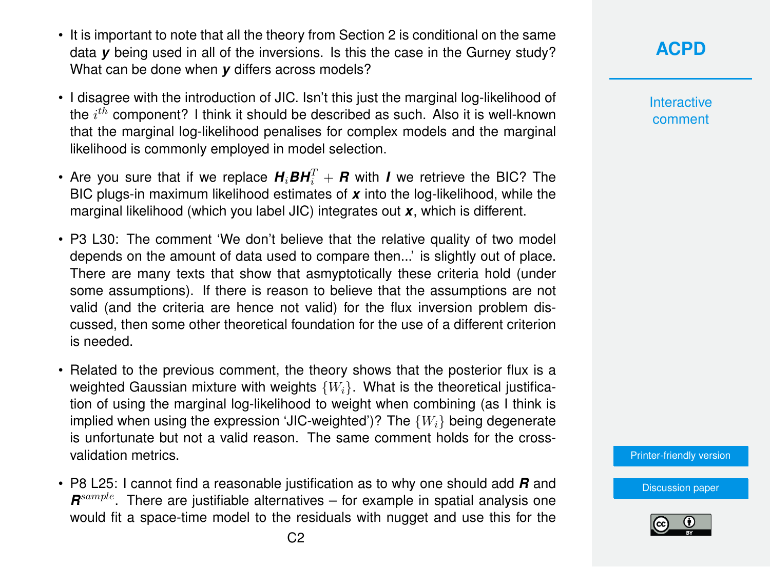- It is important to note that all the theory from Section 2 is conditional on the same data $\boldsymbol{y}$ being used in all of the inversions. Is this the case in the Gurney study? What can be done when $\boldsymbol{y}$ differs across models?

- I disagree with the introduction of JIC. Isn't this just the marginal log-likelihood of the $i^{th}$ component? I think it should be described as such. Also it is well-known that the marginal log-likelihood penalises for complex models and the marginal likelihood is commonly employed in model selection.

- Are you sure that if we replace $\boldsymbol{H}_i\boldsymbol{B}\boldsymbol{H}_i^T + \boldsymbol{R}$ with $\boldsymbol{I}$ we retrieve the BIC? The BIC plugs-in maximum likelihood estimates of $\boldsymbol{x}$ into the log-likelihood, while the marginal likelihood (which you label JIC) integrates out $\boldsymbol{x}$, which is different.

- P3 L30: The comment 'We don't believe that the relative quality of two model depends on the amount of data used to compare then...' is slightly out of place. There are many texts that show that asmyptotically these criteria hold (under some assumptions). If there is reason to believe that the assumptions are not valid (and the criteria are hence not valid) for the flux inversion problem discussed, then some other theoretical foundation for the use of a different criterion is needed.

- Related to the previous comment, the theory shows that the posterior flux is a weighted Gaussian mixture with weights $\{W_i\}$. What is the theoretical justification of using the marginal log-likelihood to weight when combining (as I think is implied when using the expression 'JIC-weighted')? The $\{W_i\}$ being degenerate is unfortunate but not a valid reason. The same comment holds for the cross-validation metrics.

- P8 L25: I cannot find a reasonable justification as to why one should add $\boldsymbol{R}$ and $\boldsymbol{R}^{sample}$. There are justifiable alternatives – for example in spatial analysis one would fit a space-time model to the residuals with nugget and use this for the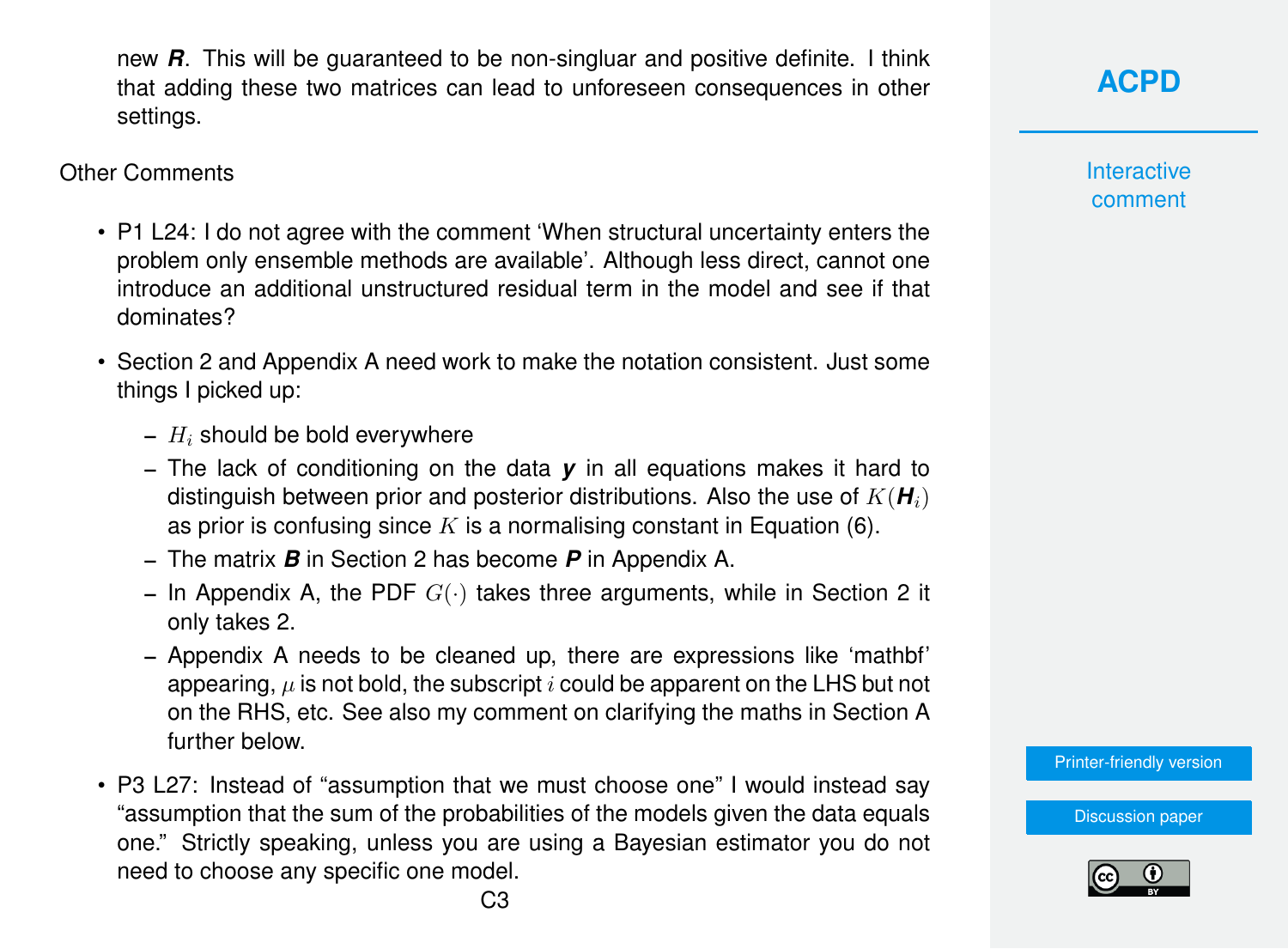new $\boldsymbol{R}$. This will be guaranteed to be non-singluar and positive definite. I think that adding these two matrices can lead to unforeseen consequences in other settings.

Other Comments

- P1 L24: I do not agree with the comment 'When structural uncertainty enters the problem only ensemble methods are available'. Although less direct, cannot one introduce an additional unstructured residual term in the model and see if that dominates?
- Section 2 and Appendix A need work to make the notation consistent. Just some things I picked up:
  - $H_i$ should be bold everywhere
  - The lack of conditioning on the data $\boldsymbol{y}$ in all equations makes it hard to distinguish between prior and posterior distributions. Also the use of $K(\boldsymbol{H}_i)$ as prior is confusing since $K$ is a normalising constant in Equation (6).
  - The matrix $\boldsymbol{B}$ in Section 2 has become $\boldsymbol{P}$ in Appendix A.
  - In Appendix A, the PDF $G(\cdot)$ takes three arguments, while in Section 2 it only takes 2.
  - Appendix A needs to be cleaned up, there are expressions like 'mathbf' appearing, $\mu$ is not bold, the subscript $i$ could be apparent on the LHS but not on the RHS, etc. See also my comment on clarifying the maths in Section A further below.
- P3 L27: Instead of "assumption that we must choose one" I would instead say "assumption that the sum of the probabilities of the models given the data equals one." Strictly speaking, unless you are using a Bayesian estimator you do not need to choose any specific one model.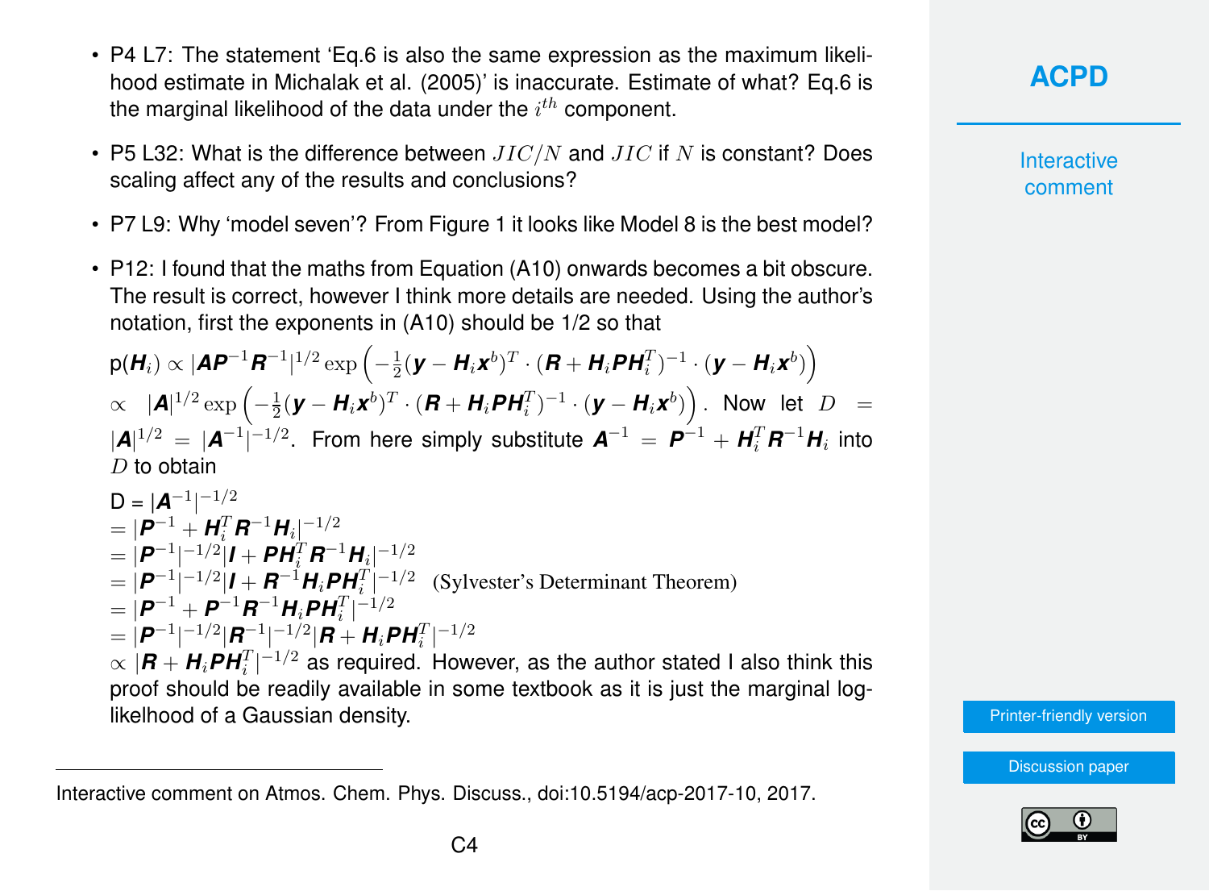- P4 L7: The statement 'Eq.6 is also the same expression as the maximum likelihood estimate in Michalak et al. (2005)' is inaccurate. Estimate of what? Eq.6 is the marginal likelihood of the data under the $i^{th}$ component.

- P5 L32: What is the difference between $JIC/N$ and $JIC$ if $N$ is constant? Does scaling affect any of the results and conclusions?

- P7 L9: Why 'model seven'? From Figure 1 it looks like Model 8 is the best model?

- P12: I found that the maths from Equation (A10) onwards becomes a bit obscure. The result is correct, however I think more details are needed. Using the author's notation, first the exponents in (A10) should be 1/2 so that

  $p(\boldsymbol{H}_i) \propto |\boldsymbol{A}\boldsymbol{P}^{-1}\boldsymbol{R}^{-1}|^{1/2} \exp\left(-\frac{1}{2}(\boldsymbol{y} - \boldsymbol{H}_i\boldsymbol{x}^b)^T \cdot (\boldsymbol{R} + \boldsymbol{H}_i\boldsymbol{P}\boldsymbol{H}_i^T)^{-1} \cdot (\boldsymbol{y} - \boldsymbol{H}_i\boldsymbol{x}^b)\right)$

  $\propto \ |\boldsymbol{A}|^{1/2} \exp\left(-\frac{1}{2}(\boldsymbol{y} - \boldsymbol{H}_i\boldsymbol{x}^b)^T \cdot (\boldsymbol{R} + \boldsymbol{H}_i\boldsymbol{P}\boldsymbol{H}_i^T)^{-1} \cdot (\boldsymbol{y} - \boldsymbol{H}_i\boldsymbol{x}^b)\right)$. Now let $D = |\boldsymbol{A}|^{1/2} = |\boldsymbol{A}^{-1}|^{-1/2}$. From here simply substitute $\boldsymbol{A}^{-1} = \boldsymbol{P}^{-1} + \boldsymbol{H}_i^T\boldsymbol{R}^{-1}\boldsymbol{H}_i$ into $D$ to obtain

  $D = |\boldsymbol{A}^{-1}|^{-1/2}$
  $= |\boldsymbol{P}^{-1} + \boldsymbol{H}_i^T\boldsymbol{R}^{-1}\boldsymbol{H}_i|^{-1/2}$
  $= |\boldsymbol{P}^{-1}|^{-1/2}|\boldsymbol{I} + \boldsymbol{P}\boldsymbol{H}_i^T\boldsymbol{R}^{-1}\boldsymbol{H}_i|^{-1/2}$
  $= |\boldsymbol{P}^{-1}|^{-1/2}|\boldsymbol{I} + \boldsymbol{R}^{-1}\boldsymbol{H}_i\boldsymbol{P}\boldsymbol{H}_i^T|^{-1/2}$ (Sylvester's Determinant Theorem)
  $= |\boldsymbol{P}^{-1} + \boldsymbol{P}^{-1}\boldsymbol{R}^{-1}\boldsymbol{H}_i\boldsymbol{P}\boldsymbol{H}_i^T|^{-1/2}$
  $= |\boldsymbol{P}^{-1}|^{-1/2}|\boldsymbol{R}^{-1}|^{-1/2}|\boldsymbol{R} + \boldsymbol{H}_i\boldsymbol{P}\boldsymbol{H}_i^T|^{-1/2}$
  $\propto |\boldsymbol{R} + \boldsymbol{H}_i\boldsymbol{P}\boldsymbol{H}_i^T|^{-1/2}$ as required. However, as the author stated I also think this proof should be readily available in some textbook as it is just the marginal log-likelihood of a Gaussian density.

---

Interactive comment on Atmos. Chem. Phys. Discuss., doi:10.5194/acp-2017-10, 2017.